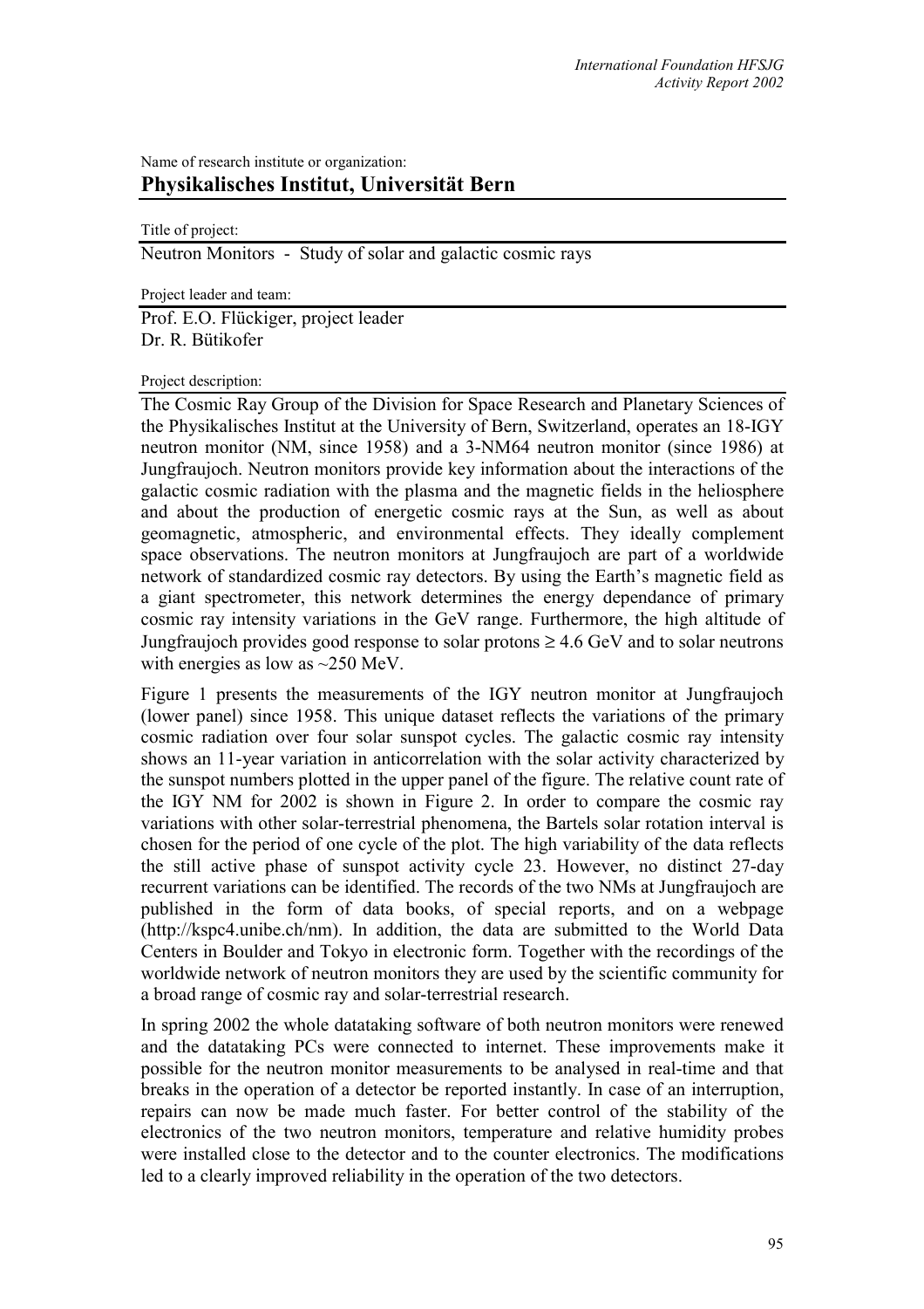Name of research institute or organization:

## Physikalisches Institut, Universität Bern

Title of project:

Neutron Monitors - Study of solar and galactic cosmic rays

Project leader and team:

Prof. E.O. Flückiger, project leader
Dr. R. Bütikofer

Project description:

The Cosmic Ray Group of the Division for Space Research and Planetary Sciences of the Physikalisches Institut at the University of Bern, Switzerland, operates an 18-IGY neutron monitor (NM, since 1958) and a 3-NM64 neutron monitor (since 1986) at Jungfraujoch. Neutron monitors provide key information about the interactions of the galactic cosmic radiation with the plasma and the magnetic fields in the heliosphere and about the production of energetic cosmic rays at the Sun, as well as about geomagnetic, atmospheric, and environmental effects. They ideally complement space observations. The neutron monitors at Jungfraujoch are part of a worldwide network of standardized cosmic ray detectors. By using the Earth's magnetic field as a giant spectrometer, this network determines the energy dependance of primary cosmic ray intensity variations in the GeV range. Furthermore, the high altitude of Jungfraujoch provides good response to solar protons $\geq 4.6$ GeV and to solar neutrons with energies as low as ~250 MeV.

Figure 1 presents the measurements of the IGY neutron monitor at Jungfraujoch (lower panel) since 1958. This unique dataset reflects the variations of the primary cosmic radiation over four solar sunspot cycles. The galactic cosmic ray intensity shows an 11-year variation in anticorrelation with the solar activity characterized by the sunspot numbers plotted in the upper panel of the figure. The relative count rate of the IGY NM for 2002 is shown in Figure 2. In order to compare the cosmic ray variations with other solar-terrestrial phenomena, the Bartels solar rotation interval is chosen for the period of one cycle of the plot. The high variability of the data reflects the still active phase of sunspot activity cycle 23. However, no distinct 27-day recurrent variations can be identified. The records of the two NMs at Jungfraujoch are published in the form of data books, of special reports, and on a webpage (http://kspc4.unibe.ch/nm). In addition, the data are submitted to the World Data Centers in Boulder and Tokyo in electronic form. Together with the recordings of the worldwide network of neutron monitors they are used by the scientific community for a broad range of cosmic ray and solar-terrestrial research.

In spring 2002 the whole datataking software of both neutron monitors were renewed and the datataking PCs were connected to internet. These improvements make it possible for the neutron monitor measurements to be analysed in real-time and that breaks in the operation of a detector be reported instantly. In case of an interruption, repairs can now be made much faster. For better control of the stability of the electronics of the two neutron monitors, temperature and relative humidity probes were installed close to the detector and to the counter electronics. The modifications led to a clearly improved reliability in the operation of the two detectors.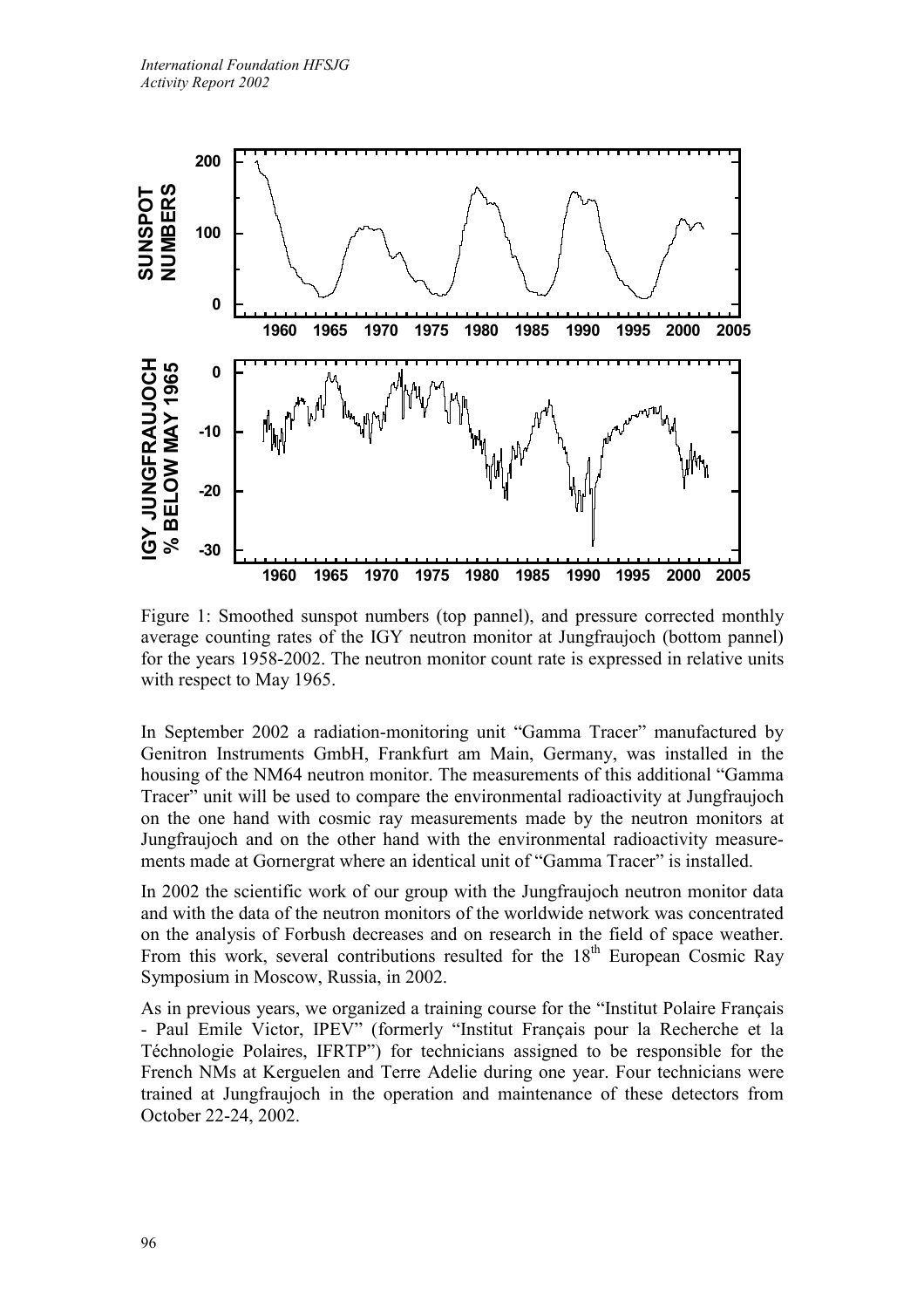Figure 1: Smoothed sunspot numbers (top pannel), and pressure corrected monthly average counting rates of the IGY neutron monitor at Jungfraujoch (bottom pannel) for the years 1958-2002. The neutron monitor count rate is expressed in relative units with respect to May 1965.

In September 2002 a radiation-monitoring unit “Gamma Tracer” manufactured by Genitron Instruments GmbH, Frankfurt am Main, Germany, was installed in the housing of the NM64 neutron monitor. The measurements of this additional “Gamma Tracer” unit will be used to compare the environmental radioactivity at Jungfraujoch on the one hand with cosmic ray measurements made by the neutron monitors at Jungfraujoch and on the other hand with the environmental radioactivity measurements made at Gornergrat where an identical unit of “Gamma Tracer” is installed.

In 2002 the scientific work of our group with the Jungfraujoch neutron monitor data and with the data of the neutron monitors of the worldwide network was concentrated on the analysis of Forbush decreases and on research in the field of space weather. From this work, several contributions resulted for the 18th European Cosmic Ray Symposium in Moscow, Russia, in 2002.

As in previous years, we organized a training course for the “Institut Polaire Français - Paul Emile Victor, IPEV” (formerly “Institut Français pour la Recherche et la Téchnologie Polaires, IFRTP”) for technicians assigned to be responsible for the French NMs at Kerguelen and Terre Adelie during one year. Four technicians were trained at Jungfraujoch in the operation and maintenance of these detectors from October 22-24, 2002.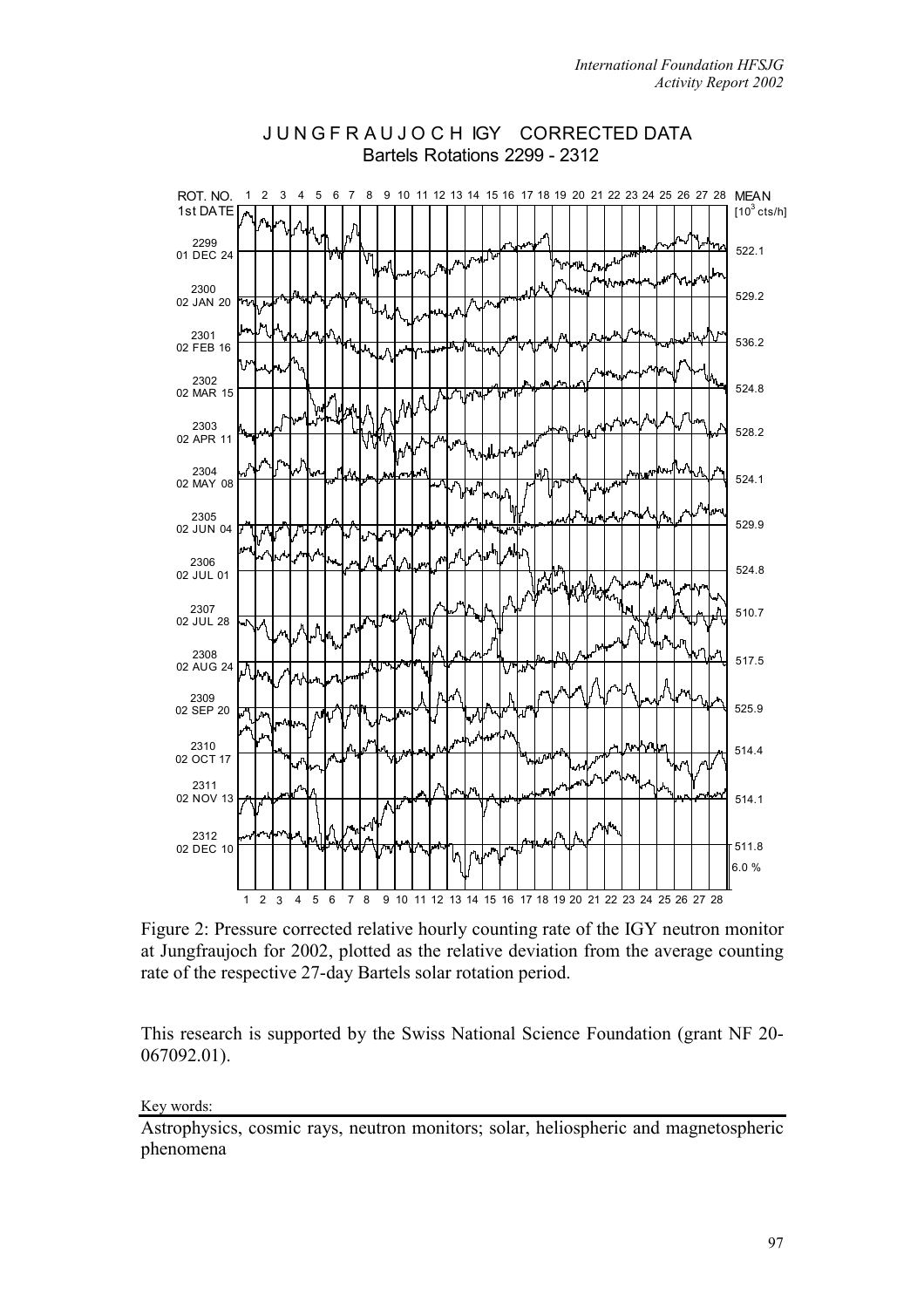Figure 2: Pressure corrected relative hourly counting rate of the IGY neutron monitor at Jungfraujoch for 2002, plotted as the relative deviation from the average counting rate of the respective 27-day Bartels solar rotation period.

This research is supported by the Swiss National Science Foundation (grant NF 20-067092.01).

Key words:

Astrophysics, cosmic rays, neutron monitors; solar, heliospheric and magnetospheric phenomena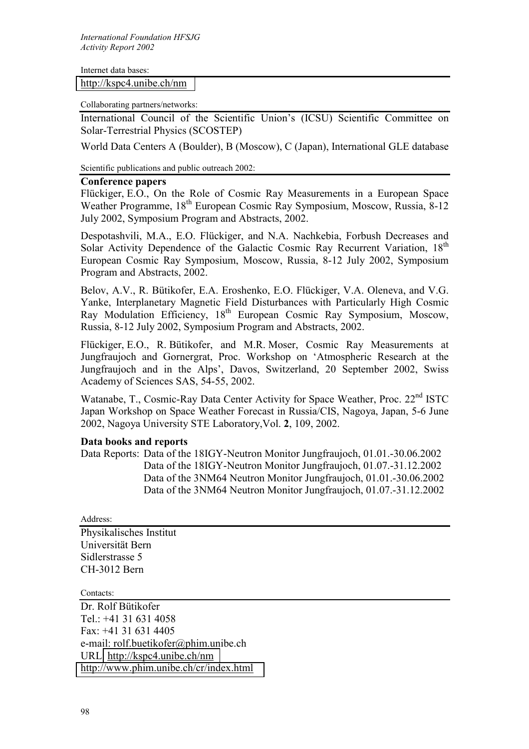Internet data bases:

http://kspc4.unibe.ch/nm

Collaborating partners/networks:

International Council of the Scientific Union's (ICSU) Scientific Committee on Solar-Terrestrial Physics (SCOSTEP)

World Data Centers A (Boulder), B (Moscow), C (Japan), International GLE database

Scientific publications and public outreach 2002:

**Conference papers**

Flückiger, E.O., On the Role of Cosmic Ray Measurements in a European Space Weather Programme, 18th European Cosmic Ray Symposium, Moscow, Russia, 8-12 July 2002, Symposium Program and Abstracts, 2002.

Despotashvili, M.A., E.O. Flückiger, and N.A. Nachkebia, Forbush Decreases and Solar Activity Dependence of the Galactic Cosmic Ray Recurrent Variation, 18th European Cosmic Ray Symposium, Moscow, Russia, 8-12 July 2002, Symposium Program and Abstracts, 2002.

Belov, A.V., R. Bütikofer, E.A. Eroshenko, E.O. Flückiger, V.A. Oleneva, and V.G. Yanke, Interplanetary Magnetic Field Disturbances with Particularly High Cosmic Ray Modulation Efficiency, 18th European Cosmic Ray Symposium, Moscow, Russia, 8-12 July 2002, Symposium Program and Abstracts, 2002.

Flückiger, E.O., R. Bütikofer, and M.R. Moser, Cosmic Ray Measurements at Jungfraujoch and Gornergrat, Proc. Workshop on 'Atmospheric Research at the Jungfraujoch and in the Alps', Davos, Switzerland, 20 September 2002, Swiss Academy of Sciences SAS, 54-55, 2002.

Watanabe, T., Cosmic-Ray Data Center Activity for Space Weather, Proc. 22nd ISTC Japan Workshop on Space Weather Forecast in Russia/CIS, Nagoya, Japan, 5-6 June 2002, Nagoya University STE Laboratory, Vol. **2**, 109, 2002.

**Data books and reports**

Data Reports: Data of the 18IGY-Neutron Monitor Jungfraujoch, 01.01.-30.06.2002
Data of the 18IGY-Neutron Monitor Jungfraujoch, 01.07.-31.12.2002
Data of the 3NM64 Neutron Monitor Jungfraujoch, 01.01.-30.06.2002
Data of the 3NM64 Neutron Monitor Jungfraujoch, 01.07.-31.12.2002

Address:

Physikalisches Institut
Universität Bern
Sidlerstrasse 5
CH-3012 Bern

Contacts:

Dr. Rolf Bütikofer
Tel.: +41 31 631 4058
Fax: +41 31 631 4405
e-mail: rolf.buetikofer@phim.unibe.ch
URL: http://kspc4.unibe.ch/nm
http://www.phim.unibe.ch/cr/index.html